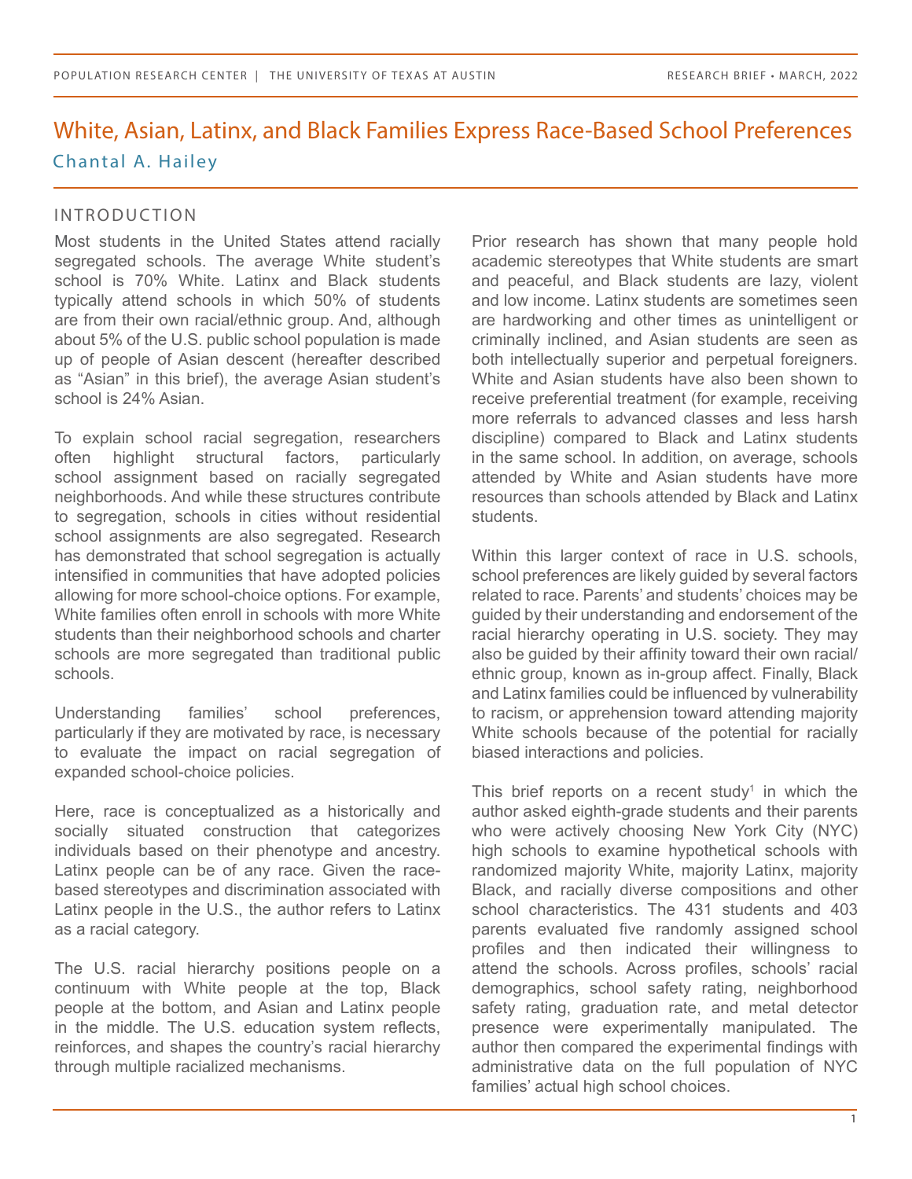# White, Asian, Latinx, and Black Families Express Race-Based School Preferences

Chantal A. Hailey

## INTRODUCTION

Most students in the United States attend racially segregated schools. The average White student's school is 70% White. Latinx and Black students typically attend schools in which 50% of students are from their own racial/ethnic group. And, although about 5% of the U.S. public school population is made up of people of Asian descent (hereafter described as "Asian" in this brief), the average Asian student's school is 24% Asian.

To explain school racial segregation, researchers often highlight structural factors, particularly school assignment based on racially segregated neighborhoods. And while these structures contribute to segregation, schools in cities without residential school assignments are also segregated. Research has demonstrated that school segregation is actually intensified in communities that have adopted policies allowing for more school-choice options. For example, White families often enroll in schools with more White students than their neighborhood schools and charter schools are more segregated than traditional public schools.

Understanding families' school preferences, particularly if they are motivated by race, is necessary to evaluate the impact on racial segregation of expanded school-choice policies.

Here, race is conceptualized as a historically and socially situated construction that categorizes individuals based on their phenotype and ancestry. Latinx people can be of any race. Given the race-based stereotypes and discrimination associated with Latinx people in the U.S., the author refers to Latinx as a racial category.

The U.S. racial hierarchy positions people on a continuum with White people at the top, Black people at the bottom, and Asian and Latinx people in the middle. The U.S. education system reflects, reinforces, and shapes the country's racial hierarchy through multiple racialized mechanisms.

Prior research has shown that many people hold academic stereotypes that White students are smart and peaceful, and Black students are lazy, violent and low income. Latinx students are sometimes seen are hardworking and other times as unintelligent or criminally inclined, and Asian students are seen as both intellectually superior and perpetual foreigners. White and Asian students have also been shown to receive preferential treatment (for example, receiving more referrals to advanced classes and less harsh discipline) compared to Black and Latinx students in the same school. In addition, on average, schools attended by White and Asian students have more resources than schools attended by Black and Latinx students.

Within this larger context of race in U.S. schools, school preferences are likely guided by several factors related to race. Parents' and students' choices may be guided by their understanding and endorsement of the racial hierarchy operating in U.S. society. They may also be guided by their affinity toward their own racial/ethnic group, known as in-group affect. Finally, Black and Latinx families could be influenced by vulnerability to racism, or apprehension toward attending majority White schools because of the potential for racially biased interactions and policies.

This brief reports on a recent study[1] in which the author asked eighth-grade students and their parents who were actively choosing New York City (NYC) high schools to examine hypothetical schools with randomized majority White, majority Latinx, majority Black, and racially diverse compositions and other school characteristics. The 431 students and 403 parents evaluated five randomly assigned school profiles and then indicated their willingness to attend the schools. Across profiles, schools' racial demographics, school safety rating, neighborhood safety rating, graduation rate, and metal detector presence were experimentally manipulated. The author then compared the experimental findings with administrative data on the full population of NYC families' actual high school choices.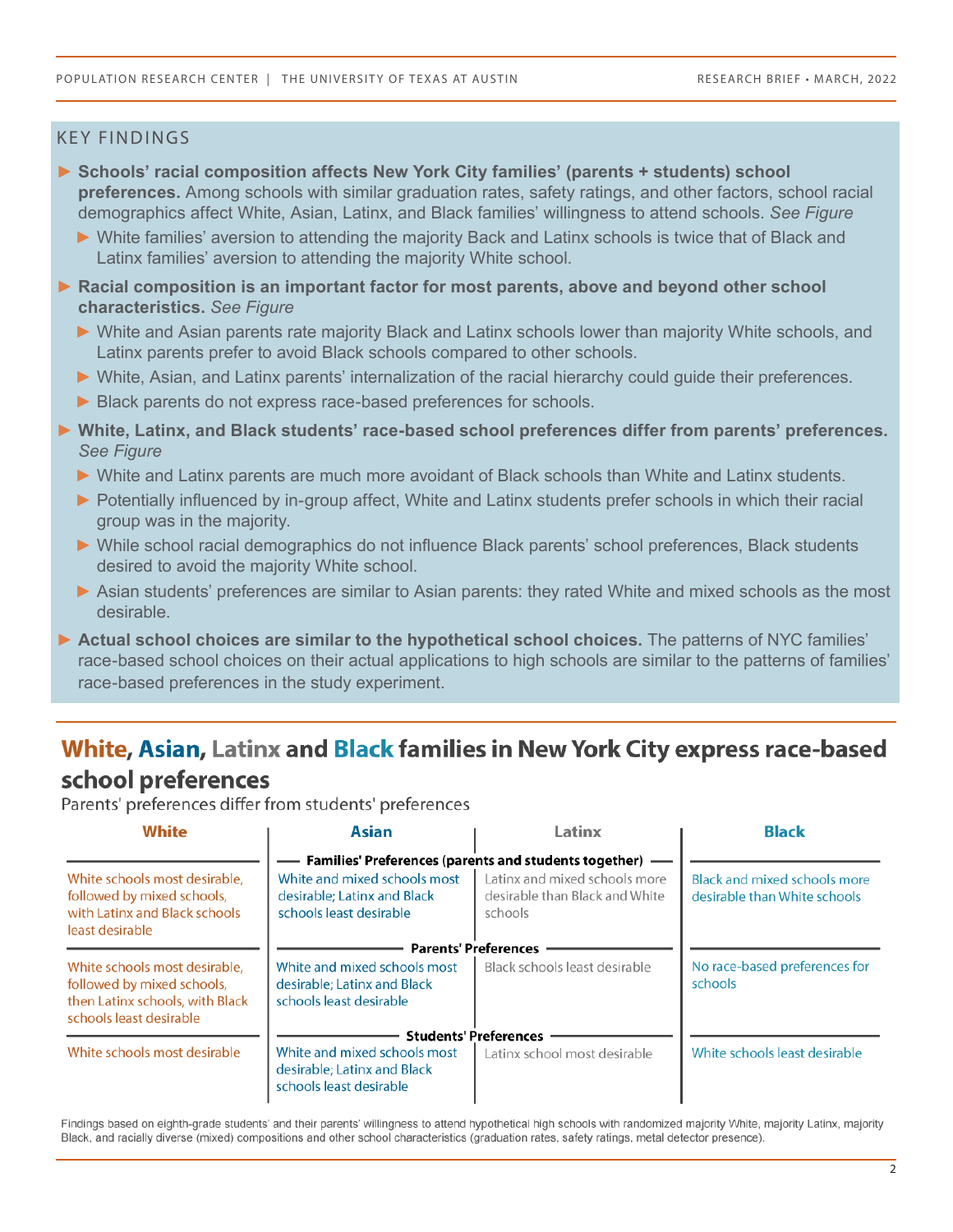## KEY FINDINGS

- **Schools' racial composition affects New York City families' (parents + students) school preferences.** Among schools with similar graduation rates, safety ratings, and other factors, school racial demographics affect White, Asian, Latinx, and Black families' willingness to attend schools. *See Figure*
  - White families' aversion to attending the majority Back and Latinx schools is twice that of Black and Latinx families' aversion to attending the majority White school.
- **Racial composition is an important factor for most parents, above and beyond other school characteristics.** *See Figure*
  - White and Asian parents rate majority Black and Latinx schools lower than majority White schools, and Latinx parents prefer to avoid Black schools compared to other schools.
  - White, Asian, and Latinx parents' internalization of the racial hierarchy could guide their preferences.
  - Black parents do not express race-based preferences for schools.
- **White, Latinx, and Black students' race-based school preferences differ from parents' preferences.** *See Figure*
  - White and Latinx parents are much more avoidant of Black schools than White and Latinx students.
  - Potentially influenced by in-group affect, White and Latinx students prefer schools in which their racial group was in the majority.
  - While school racial demographics do not influence Black parents' school preferences, Black students desired to avoid the majority White school.
  - Asian students' preferences are similar to Asian parents: they rated White and mixed schools as the most desirable.
- **Actual school choices are similar to the hypothetical school choices.** The patterns of NYC families' race-based school choices on their actual applications to high schools are similar to the patterns of families' race-based preferences in the study experiment.

## White, Asian, Latinx and Black families in New York City express race-based school preferences

Parents' preferences differ from students' preferences

| | White | Asian | Latinx | Black |
|---|---|---|---|---|
| **Families' Preferences (parents and students together)** | White schools most desirable, followed by mixed schools, with Latinx and Black schools least desirable | White and mixed schools most desirable; Latinx and Black schools least desirable | Latinx and mixed schools more desirable than Black and White schools | Black and mixed schools more desirable than White schools |
| **Parents' Preferences** | White schools most desirable, followed by mixed schools, then Latinx schools, with Black schools least desirable | White and mixed schools most desirable; Latinx and Black schools least desirable | Black schools least desirable | No race-based preferences for schools |
| **Students' Preferences** | White schools most desirable | White and mixed schools most desirable; Latinx and Black schools least desirable | Latinx school most desirable | White schools least desirable |

Findings based on eighth-grade students' and their parents' willingness to attend hypothetical high schools with randomized majority White, majority Latinx, majority Black, and racially diverse (mixed) compositions and other school characteristics (graduation rates, safety ratings, metal detector presence).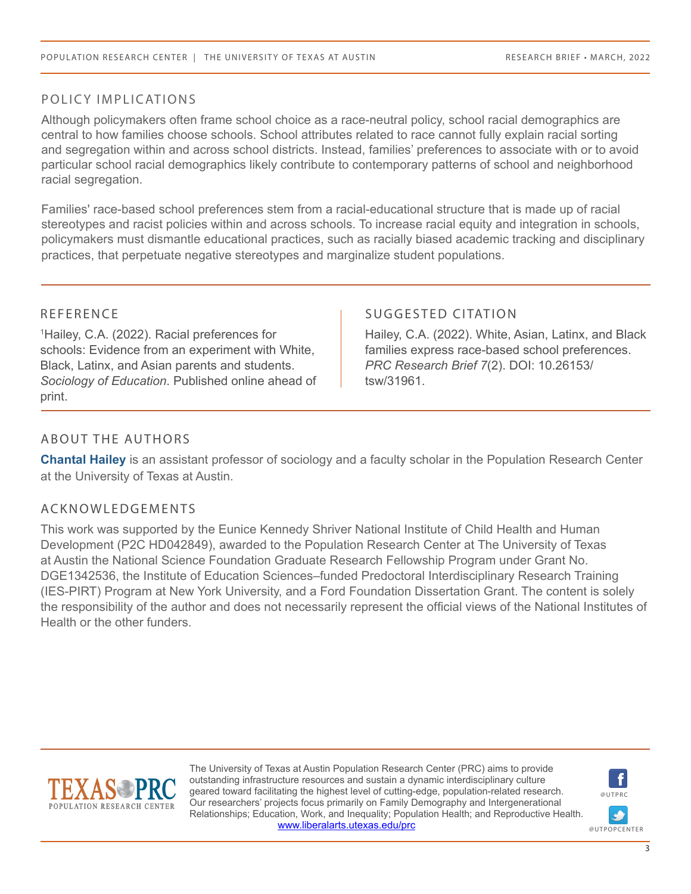## POLICY IMPLICATIONS

Although policymakers often frame school choice as a race-neutral policy, school racial demographics are central to how families choose schools. School attributes related to race cannot fully explain racial sorting and segregation within and across school districts. Instead, families' preferences to associate with or to avoid particular school racial demographics likely contribute to contemporary patterns of school and neighborhood racial segregation.

Families' race-based school preferences stem from a racial-educational structure that is made up of racial stereotypes and racist policies within and across schools. To increase racial equity and integration in schools, policymakers must dismantle educational practices, such as racially biased academic tracking and disciplinary practices, that perpetuate negative stereotypes and marginalize student populations.

## REFERENCE

[1]Hailey, C.A. (2022). Racial preferences for schools: Evidence from an experiment with White, Black, Latinx, and Asian parents and students. *Sociology of Education*. Published online ahead of print.

## SUGGESTED CITATION

Hailey, C.A. (2022). White, Asian, Latinx, and Black families express race-based school preferences. *PRC Research Brief 7*(2). DOI: 10.26153/tsw/31961.

## ABOUT THE AUTHORS

**Chantal Hailey** is an assistant professor of sociology and a faculty scholar in the Population Research Center at the University of Texas at Austin.

## ACKNOWLEDGEMENTS

This work was supported by the Eunice Kennedy Shriver National Institute of Child Health and Human Development (P2C HD042849), awarded to the Population Research Center at The University of Texas at Austin the National Science Foundation Graduate Research Fellowship Program under Grant No. DGE1342536, the Institute of Education Sciences–funded Predoctoral Interdisciplinary Research Training (IES-PIRT) Program at New York University, and a Ford Foundation Dissertation Grant. The content is solely the responsibility of the author and does not necessarily represent the official views of the National Institutes of Health or the other funders.

TEXAS PRC
POPULATION RESEARCH CENTER

The University of Texas at Austin Population Research Center (PRC) aims to provide outstanding infrastructure resources and sustain a dynamic interdisciplinary culture geared toward facilitating the highest level of cutting-edge, population-related research. Our researchers' projects focus primarily on Family Demography and Intergenerational Relationships; Education, Work, and Inequality; Population Health; and Reproductive Health.
www.liberalarts.utexas.edu/prc

@UTPRC

@UTPOPCENTER